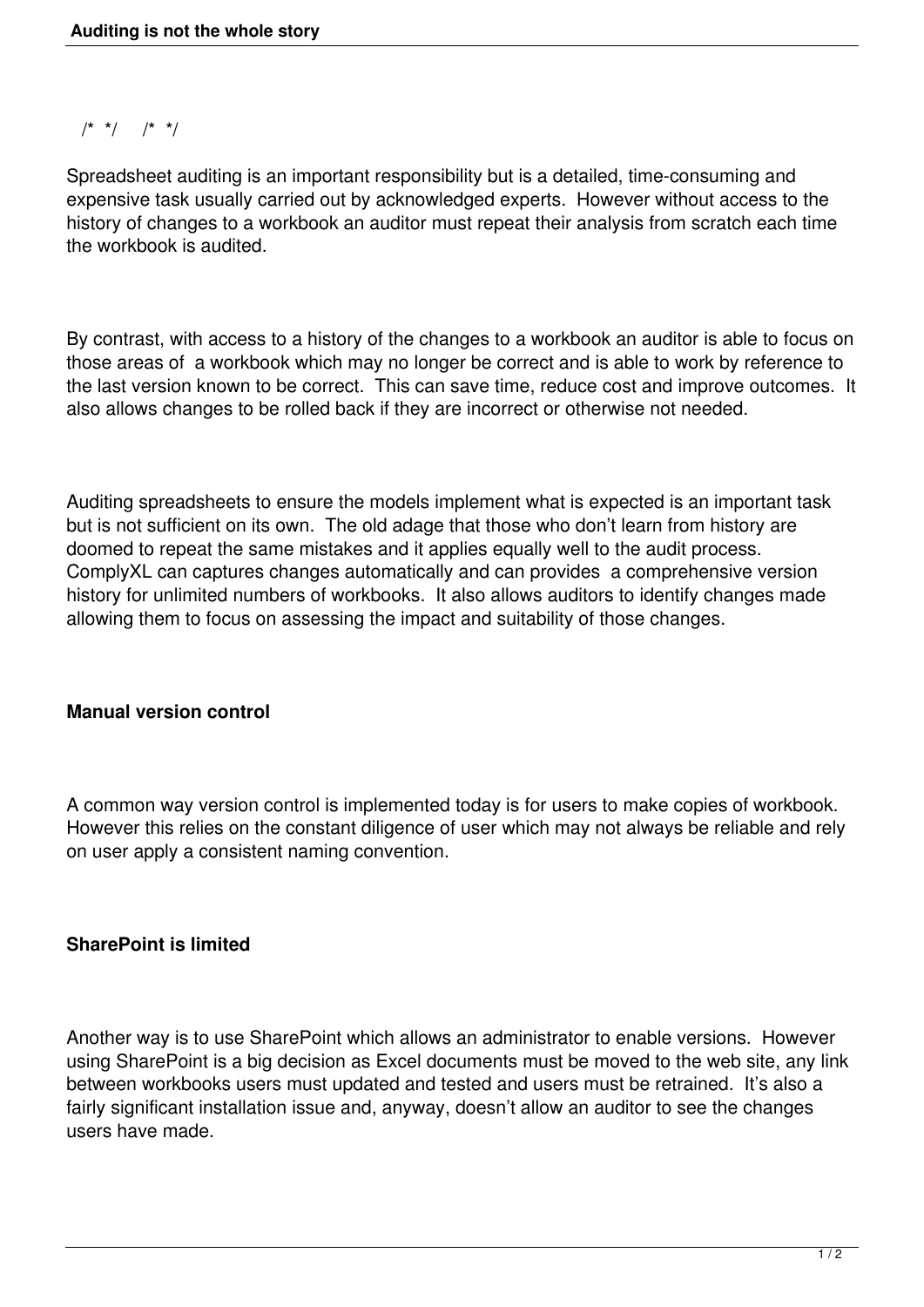/* */ /* */

Spreadsheet auditing is an important responsibility but is a detailed, time-consuming and expensive task usually carried out by acknowledged experts. However without access to the history of changes to a workbook an auditor must repeat their analysis from scratch each time the workbook is audited.

By contrast, with access to a history of the changes to a workbook an auditor is able to focus on those areas of a workbook which may no longer be correct and is able to work by reference to the last version known to be correct. This can save time, reduce cost and improve outcomes. It also allows changes to be rolled back if they are incorrect or otherwise not needed.

Auditing spreadsheets to ensure the models implement what is expected is an important task but is not sufficient on its own. The old adage that those who don't learn from history are doomed to repeat the same mistakes and it applies equally well to the audit process. ComplyXL can captures changes automatically and can provides a comprehensive version history for unlimited numbers of workbooks. It also allows auditors to identify changes made allowing them to focus on assessing the impact and suitability of those changes.

**Manual version control**

A common way version control is implemented today is for users to make copies of workbook. However this relies on the constant diligence of user which may not always be reliable and rely on user apply a consistent naming convention.

**SharePoint is limited**

Another way is to use SharePoint which allows an administrator to enable versions. However using SharePoint is a big decision as Excel documents must be moved to the web site, any link between workbooks users must updated and tested and users must be retrained. It's also a fairly significant installation issue and, anyway, doesn't allow an auditor to see the changes users have made.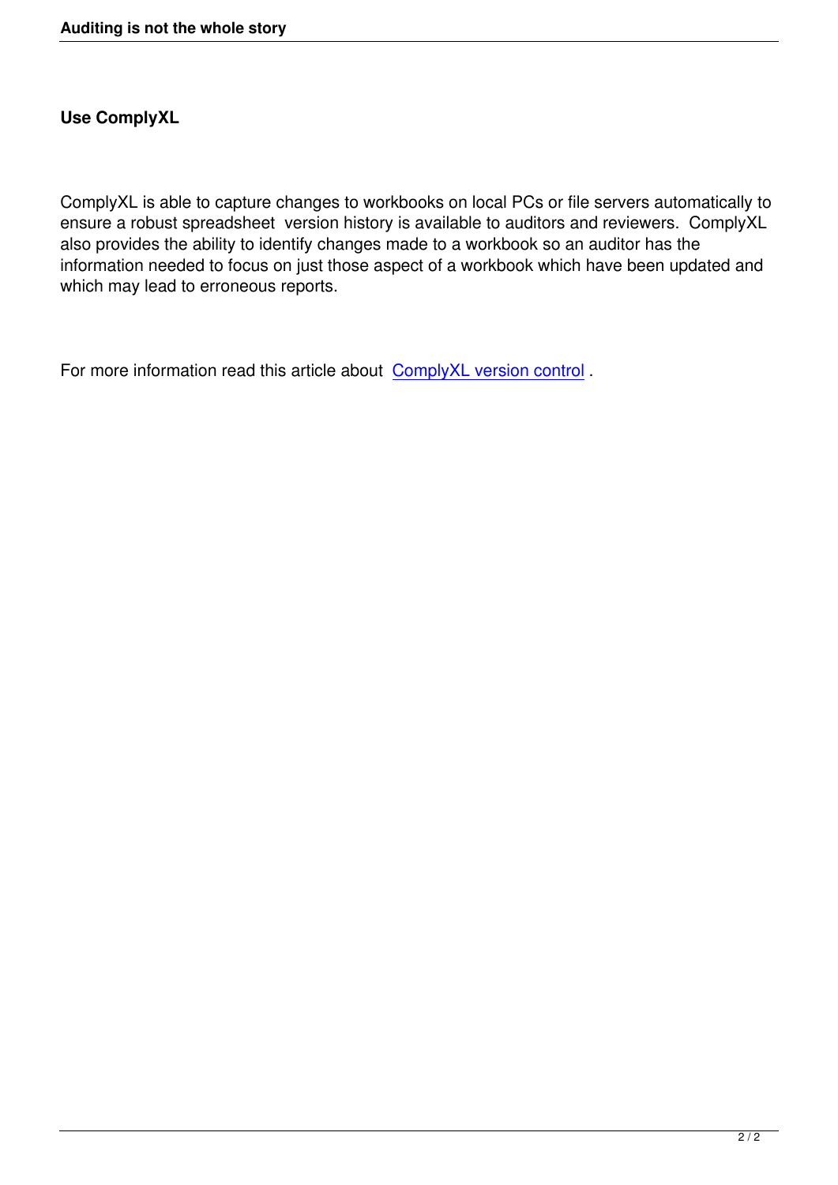## Use ComplyXL

ComplyXL is able to capture changes to workbooks on local PCs or file servers automatically to ensure a robust spreadsheet version history is available to auditors and reviewers. ComplyXL also provides the ability to identify changes made to a workbook so an auditor has the information needed to focus on just those aspect of a workbook which have been updated and which may lead to erroneous reports.

For more information read this article about ComplyXL version control .